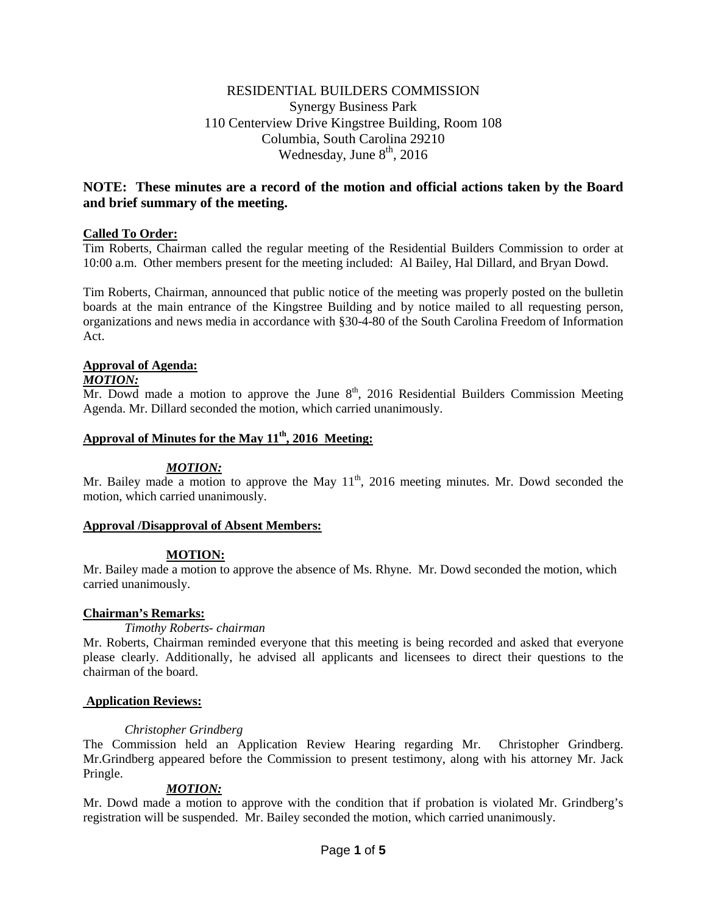RESIDENTIAL BUILDERS COMMISSION
Synergy Business Park
110 Centerview Drive Kingstree Building, Room 108
Columbia, South Carolina 29210
Wednesday, June 8th, 2016

**NOTE: These minutes are a record of the motion and official actions taken by the Board and brief summary of the meeting.**

**Called To Order:**

Tim Roberts, Chairman called the regular meeting of the Residential Builders Commission to order at 10:00 a.m. Other members present for the meeting included: Al Bailey, Hal Dillard, and Bryan Dowd.

Tim Roberts, Chairman, announced that public notice of the meeting was properly posted on the bulletin boards at the main entrance of the Kingstree Building and by notice mailed to all requesting person, organizations and news media in accordance with §30-4-80 of the South Carolina Freedom of Information Act.

**Approval of Agenda:**

***MOTION:***

Mr. Dowd made a motion to approve the June 8th, 2016 Residential Builders Commission Meeting Agenda. Mr. Dillard seconded the motion, which carried unanimously.

**Approval of Minutes for the May 11th, 2016 Meeting:**

***MOTION:***

Mr. Bailey made a motion to approve the May 11th, 2016 meeting minutes. Mr. Dowd seconded the motion, which carried unanimously.

**Approval /Disapproval of Absent Members:**

**MOTION:**

Mr. Bailey made a motion to approve the absence of Ms. Rhyne. Mr. Dowd seconded the motion, which carried unanimously.

**Chairman's Remarks:**

*Timothy Roberts- chairman*

Mr. Roberts, Chairman reminded everyone that this meeting is being recorded and asked that everyone please clearly. Additionally, he advised all applicants and licensees to direct their questions to the chairman of the board.

**Application Reviews:**

*Christopher Grindberg*

The Commission held an Application Review Hearing regarding Mr. Christopher Grindberg. Mr.Grindberg appeared before the Commission to present testimony, along with his attorney Mr. Jack Pringle.

***MOTION:***

Mr. Dowd made a motion to approve with the condition that if probation is violated Mr. Grindberg's registration will be suspended. Mr. Bailey seconded the motion, which carried unanimously.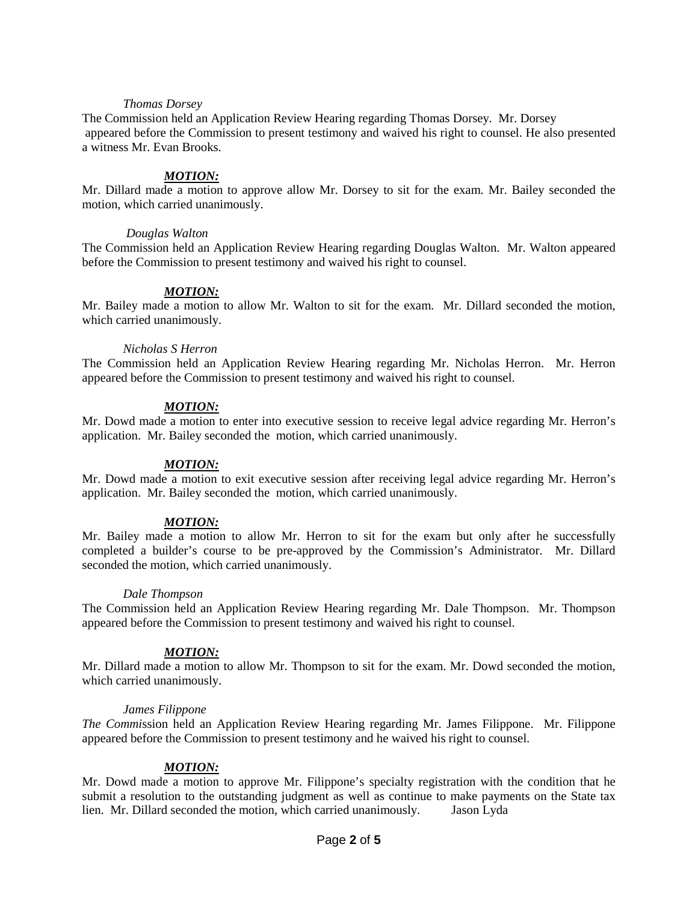*Thomas Dorsey*

The Commission held an Application Review Hearing regarding Thomas Dorsey. Mr. Dorsey appeared before the Commission to present testimony and waived his right to counsel. He also presented a witness Mr. Evan Brooks.

***MOTION:***

Mr. Dillard made a motion to approve allow Mr. Dorsey to sit for the exam. Mr. Bailey seconded the motion, which carried unanimously.

*Douglas Walton*

The Commission held an Application Review Hearing regarding Douglas Walton. Mr. Walton appeared before the Commission to present testimony and waived his right to counsel.

***MOTION:***

Mr. Bailey made a motion to allow Mr. Walton to sit for the exam. Mr. Dillard seconded the motion, which carried unanimously.

*Nicholas S Herron*

The Commission held an Application Review Hearing regarding Mr. Nicholas Herron. Mr. Herron appeared before the Commission to present testimony and waived his right to counsel.

***MOTION:***

Mr. Dowd made a motion to enter into executive session to receive legal advice regarding Mr. Herron's application. Mr. Bailey seconded the motion, which carried unanimously.

***MOTION:***

Mr. Dowd made a motion to exit executive session after receiving legal advice regarding Mr. Herron's application. Mr. Bailey seconded the motion, which carried unanimously.

***MOTION:***

Mr. Bailey made a motion to allow Mr. Herron to sit for the exam but only after he successfully completed a builder's course to be pre-approved by the Commission's Administrator. Mr. Dillard seconded the motion, which carried unanimously.

*Dale Thompson*

The Commission held an Application Review Hearing regarding Mr. Dale Thompson. Mr. Thompson appeared before the Commission to present testimony and waived his right to counsel.

***MOTION:***

Mr. Dillard made a motion to allow Mr. Thompson to sit for the exam. Mr. Dowd seconded the motion, which carried unanimously.

*James Filippone*

*The Comm*ission held an Application Review Hearing regarding Mr. James Filippone. Mr. Filippone appeared before the Commission to present testimony and he waived his right to counsel.

***MOTION:***

Mr. Dowd made a motion to approve Mr. Filippone's specialty registration with the condition that he submit a resolution to the outstanding judgment as well as continue to make payments on the State tax lien. Mr. Dillard seconded the motion, which carried unanimously. Jason Lyda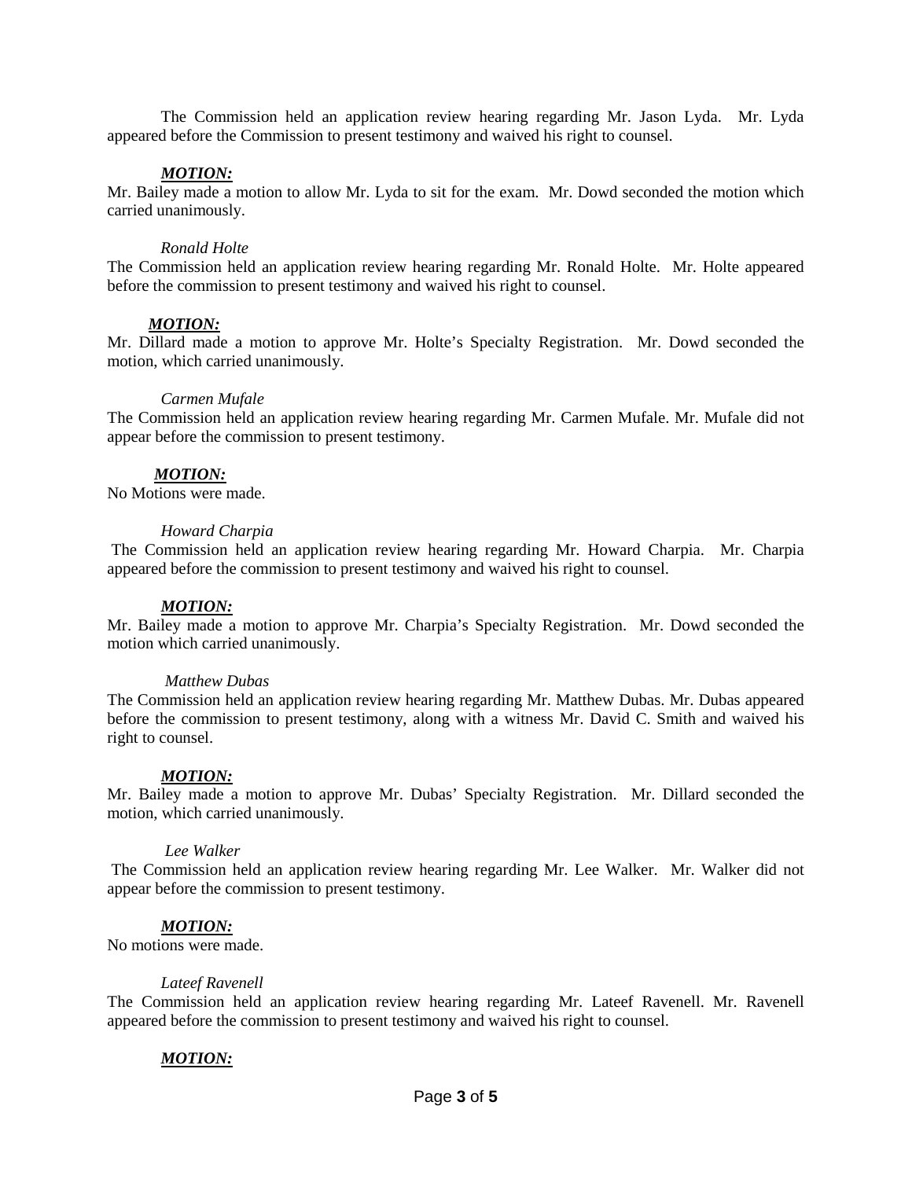The Commission held an application review hearing regarding Mr. Jason Lyda. Mr. Lyda appeared before the Commission to present testimony and waived his right to counsel.

***MOTION:***
Mr. Bailey made a motion to allow Mr. Lyda to sit for the exam. Mr. Dowd seconded the motion which carried unanimously.

*Ronald Holte*
The Commission held an application review hearing regarding Mr. Ronald Holte. Mr. Holte appeared before the commission to present testimony and waived his right to counsel.

***MOTION:***
Mr. Dillard made a motion to approve Mr. Holte's Specialty Registration. Mr. Dowd seconded the motion, which carried unanimously.

*Carmen Mufale*
The Commission held an application review hearing regarding Mr. Carmen Mufale. Mr. Mufale did not appear before the commission to present testimony.

***MOTION:***
No Motions were made.

*Howard Charpia*
The Commission held an application review hearing regarding Mr. Howard Charpia. Mr. Charpia appeared before the commission to present testimony and waived his right to counsel.

***MOTION:***
Mr. Bailey made a motion to approve Mr. Charpia's Specialty Registration. Mr. Dowd seconded the motion which carried unanimously.

*Matthew Dubas*
The Commission held an application review hearing regarding Mr. Matthew Dubas. Mr. Dubas appeared before the commission to present testimony, along with a witness Mr. David C. Smith and waived his right to counsel.

***MOTION:***
Mr. Bailey made a motion to approve Mr. Dubas' Specialty Registration. Mr. Dillard seconded the motion, which carried unanimously.

*Lee Walker*
The Commission held an application review hearing regarding Mr. Lee Walker. Mr. Walker did not appear before the commission to present testimony.

***MOTION:***
No motions were made.

*Lateef Ravenell*
The Commission held an application review hearing regarding Mr. Lateef Ravenell. Mr. Ravenell appeared before the commission to present testimony and waived his right to counsel.

***MOTION:***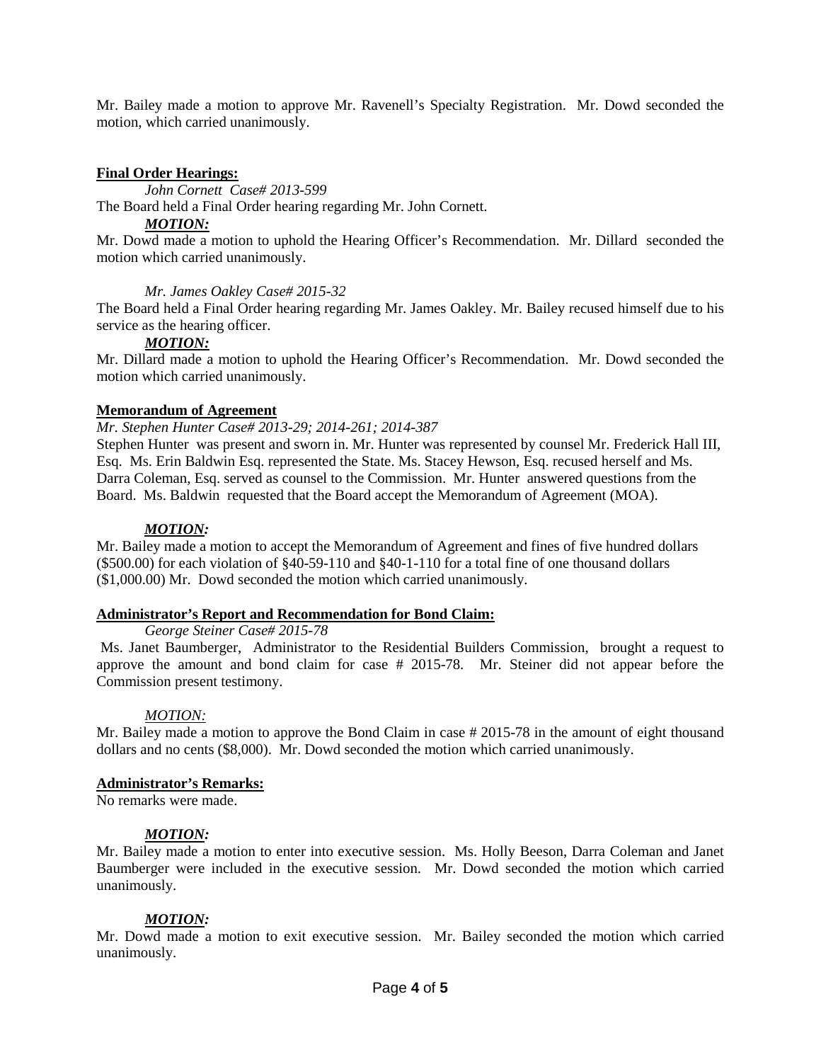Mr. Bailey made a motion to approve Mr. Ravenell's Specialty Registration. Mr. Dowd seconded the motion, which carried unanimously.

**Final Order Hearings:**

*John Cornett Case# 2013-599*

The Board held a Final Order hearing regarding Mr. John Cornett.

***MOTION:***

Mr. Dowd made a motion to uphold the Hearing Officer's Recommendation. Mr. Dillard seconded the motion which carried unanimously.

*Mr. James Oakley Case# 2015-32*

The Board held a Final Order hearing regarding Mr. James Oakley. Mr. Bailey recused himself due to his service as the hearing officer.

***MOTION:***

Mr. Dillard made a motion to uphold the Hearing Officer's Recommendation. Mr. Dowd seconded the motion which carried unanimously.

**Memorandum of Agreement**

*Mr. Stephen Hunter Case# 2013-29; 2014-261; 2014-387*

Stephen Hunter was present and sworn in. Mr. Hunter was represented by counsel Mr. Frederick Hall III, Esq. Ms. Erin Baldwin Esq. represented the State. Ms. Stacey Hewson, Esq. recused herself and Ms. Darra Coleman, Esq. served as counsel to the Commission. Mr. Hunter answered questions from the Board. Ms. Baldwin requested that the Board accept the Memorandum of Agreement (MOA).

***MOTION:***

Mr. Bailey made a motion to accept the Memorandum of Agreement and fines of five hundred dollars ($500.00) for each violation of §40-59-110 and §40-1-110 for a total fine of one thousand dollars ($1,000.00) Mr. Dowd seconded the motion which carried unanimously.

**Administrator's Report and Recommendation for Bond Claim:**

*George Steiner Case# 2015-78*

Ms. Janet Baumberger, Administrator to the Residential Builders Commission, brought a request to approve the amount and bond claim for case # 2015-78. Mr. Steiner did not appear before the Commission present testimony.

*MOTION:*

Mr. Bailey made a motion to approve the Bond Claim in case # 2015-78 in the amount of eight thousand dollars and no cents ($8,000). Mr. Dowd seconded the motion which carried unanimously.

**Administrator's Remarks:**

No remarks were made.

***MOTION:***

Mr. Bailey made a motion to enter into executive session. Ms. Holly Beeson, Darra Coleman and Janet Baumberger were included in the executive session. Mr. Dowd seconded the motion which carried unanimously.

***MOTION:***

Mr. Dowd made a motion to exit executive session. Mr. Bailey seconded the motion which carried unanimously.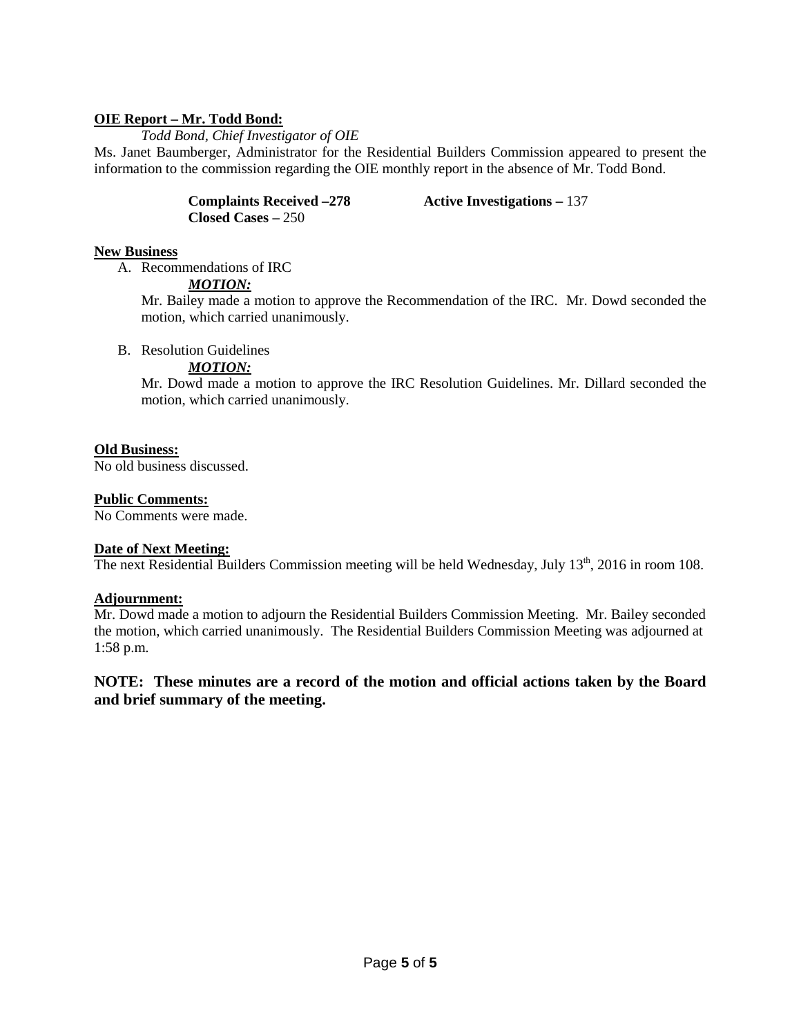**OIE Report – Mr. Todd Bond:**

*Todd Bond, Chief Investigator of OIE*

Ms. Janet Baumberger, Administrator for the Residential Builders Commission appeared to present the information to the commission regarding the OIE monthly report in the absence of Mr. Todd Bond.

**Complaints Received –278** **Active Investigations –** 137

**Closed Cases –** 250

**New Business**

A. Recommendations of IRC

***MOTION:***

Mr. Bailey made a motion to approve the Recommendation of the IRC. Mr. Dowd seconded the motion, which carried unanimously.

B. Resolution Guidelines

***MOTION:***

Mr. Dowd made a motion to approve the IRC Resolution Guidelines. Mr. Dillard seconded the motion, which carried unanimously.

**Old Business:**

No old business discussed.

**Public Comments:**

No Comments were made.

**Date of Next Meeting:**

The next Residential Builders Commission meeting will be held Wednesday, July 13th, 2016 in room 108.

**Adjournment:**

Mr. Dowd made a motion to adjourn the Residential Builders Commission Meeting. Mr. Bailey seconded the motion, which carried unanimously. The Residential Builders Commission Meeting was adjourned at 1:58 p.m.

**NOTE: These minutes are a record of the motion and official actions taken by the Board and brief summary of the meeting.**